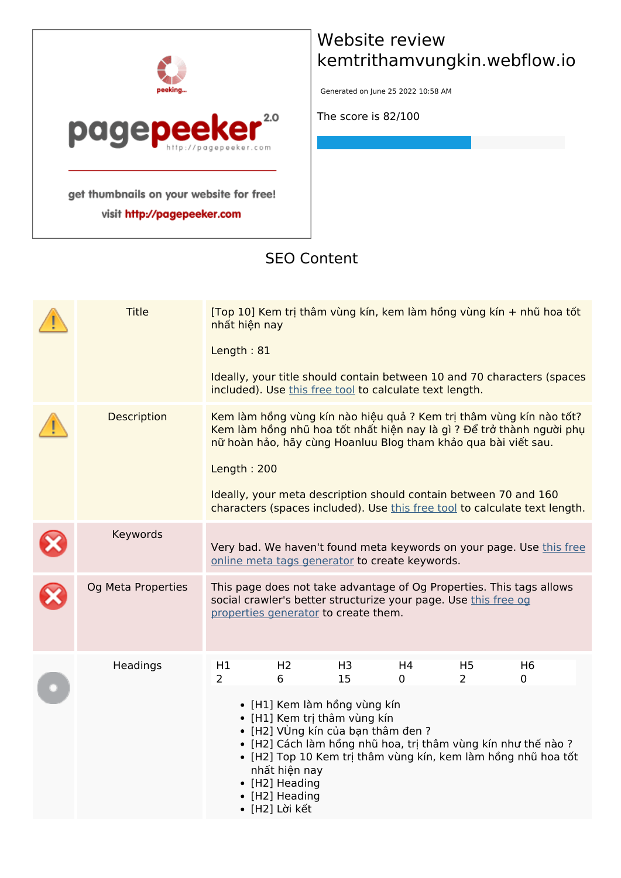# Website review kemtrithamvungkin.webflow.io

Generated on June 25 2022 10:58 AM

The score is 82/100

## SEO Content

| Title | [Top 10] Kem trị thâm vùng kín, kem làm hồng vùng kín + nhũ hoa tốt nhất hiện nay<br><br>Length : 81<br><br>Ideally, your title should contain between 10 and 70 characters (spaces included). Use this free tool to calculate text length. |
|---|---|
| Description | Kem làm hồng vùng kín nào hiệu quả ? Kem trị thâm vùng kín nào tốt? Kem làm hồng nhũ hoa tốt nhất hiện nay là gì ? Để trở thành người phụ nữ hoàn hảo, hãy cùng Hoanluu Blog tham khảo qua bài viết sau.<br><br>Length : 200<br><br>Ideally, your meta description should contain between 70 and 160 characters (spaces included). Use this free tool to calculate text length. |
| Keywords | Very bad. We haven't found meta keywords on your page. Use this free online meta tags generator to create keywords. |
| Og Meta Properties | This page does not take advantage of Og Properties. This tags allows social crawler's better structurize your page. Use this free og properties generator to create them. |

### Headings

| H1 | H2 | H3 | H4 | H5 | H6 |
|---|---|---|---|---|---|
| 2 | 6 | 15 | 0 | 2 | 0 |

- [H1] Kem làm hồng vùng kín
- [H1] Kem trị thâm vùng kín
- [H2] VÙng kín của bạn thâm đen ?
- [H2] Cách làm hồng nhũ hoa, trị thâm vùng kín như thế nào ?
- [H2] Top 10 Kem trị thâm vùng kín, kem làm hồng nhũ hoa tốt nhất hiện nay
- [H2] Heading
- [H2] Heading
- [H2] Lời kết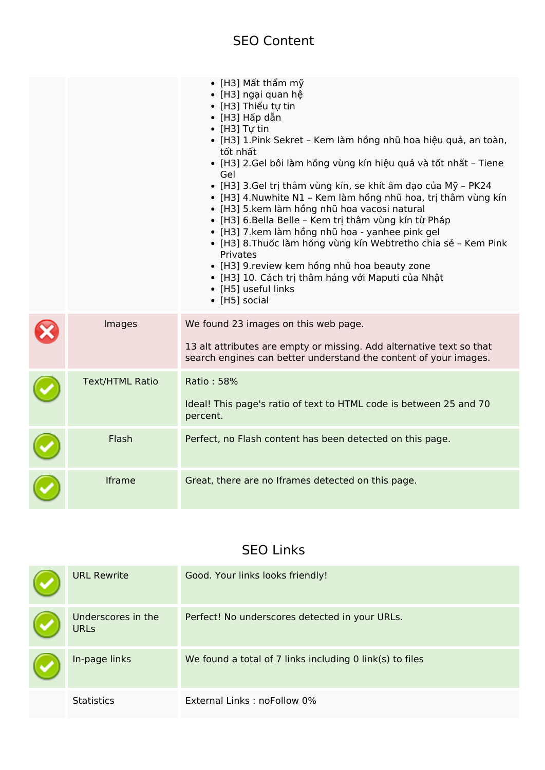## SEO Content

| | | |
|---|---|---|
| | | <ul><li>[H3] Mất thẩm mỹ</li><li>[H3] ngại quan hệ</li><li>[H3] Thiếu tự tin</li><li>[H3] Hấp dẫn</li><li>[H3] Tự tin</li><li>[H3] 1.Pink Sekret – Kem làm hồng nhũ hoa hiệu quả, an toàn, tốt nhất</li><li>[H3] 2.Gel bôi làm hồng vùng kín hiệu quả và tốt nhất – Tiene Gel</li><li>[H3] 3.Gel trị thâm vùng kín, se khít âm đạo của Mỹ – PK24</li><li>[H3] 4.Nuwhite N1 – Kem làm hồng nhũ hoa, trị thâm vùng kín</li><li>[H3] 5.kem làm hồng nhũ hoa vacosi natural</li><li>[H3] 6.Bella Belle – Kem trị thâm vùng kín từ Pháp</li><li>[H3] 7.kem làm hồng nhũ hoa - yanhee pink gel</li><li>[H3] 8.Thuốc làm hồng vùng kín Webtretho chia sẻ – Kem Pink Privates</li><li>[H3] 9.review kem hồng nhũ hoa beauty zone</li><li>[H3] 10. Cách trị thâm háng với Maputi của Nhật</li><li>[H5] useful links</li><li>[H5] social</li></ul> |
| ✗ | Images | We found 23 images on this web page.<br><br>13 alt attributes are empty or missing. Add alternative text so that search engines can better understand the content of your images. |
| ✓ | Text/HTML Ratio | Ratio : 58%<br><br>Ideal! This page's ratio of text to HTML code is between 25 and 70 percent. |
| ✓ | Flash | Perfect, no Flash content has been detected on this page. |
| ✓ | Iframe | Great, there are no Iframes detected on this page. |

## SEO Links

| | | |
|---|---|---|
| ✓ | URL Rewrite | Good. Your links looks friendly! |
| ✓ | Underscores in the URLs | Perfect! No underscores detected in your URLs. |
| ✓ | In-page links | We found a total of 7 links including 0 link(s) to files |
| | Statistics | External Links : noFollow 0% |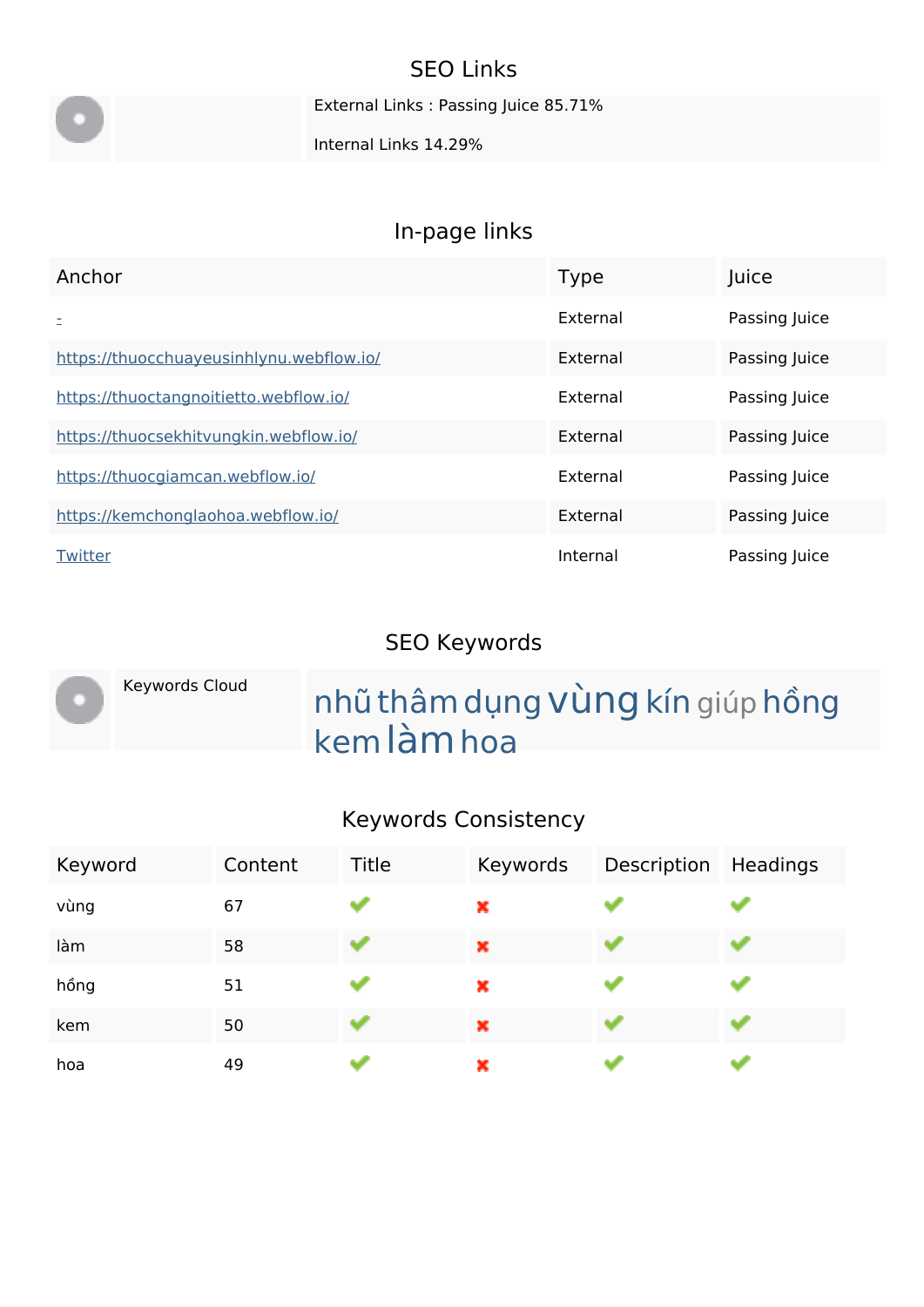## SEO Links

External Links : Passing Juice 85.71%

Internal Links 14.29%

## In-page links

| Anchor | Type | Juice |
| --- | --- | --- |
| - | External | Passing Juice |
| https://thuocchuayeusinhlynu.webflow.io/ | External | Passing Juice |
| https://thuoctangnoitietto.webflow.io/ | External | Passing Juice |
| https://thuocsekhitvungkin.webflow.io/ | External | Passing Juice |
| https://thuocgiamcan.webflow.io/ | External | Passing Juice |
| https://kemchonglaohoa.webflow.io/ | External | Passing Juice |
| Twitter | Internal | Passing Juice |

## SEO Keywords

Keywords Cloud

nhũ thâm dụng vùng kín giúp hồng kem làm hoa

## Keywords Consistency

| Keyword | Content | Title | Keywords | Description | Headings |
| --- | --- | --- | --- | --- | --- |
| vùng | 67 | ✔ | ✖ | ✔ | ✔ |
| làm | 58 | ✔ | ✖ | ✔ | ✔ |
| hồng | 51 | ✔ | ✖ | ✔ | ✔ |
| kem | 50 | ✔ | ✖ | ✔ | ✔ |
| hoa | 49 | ✔ | ✖ | ✔ | ✔ |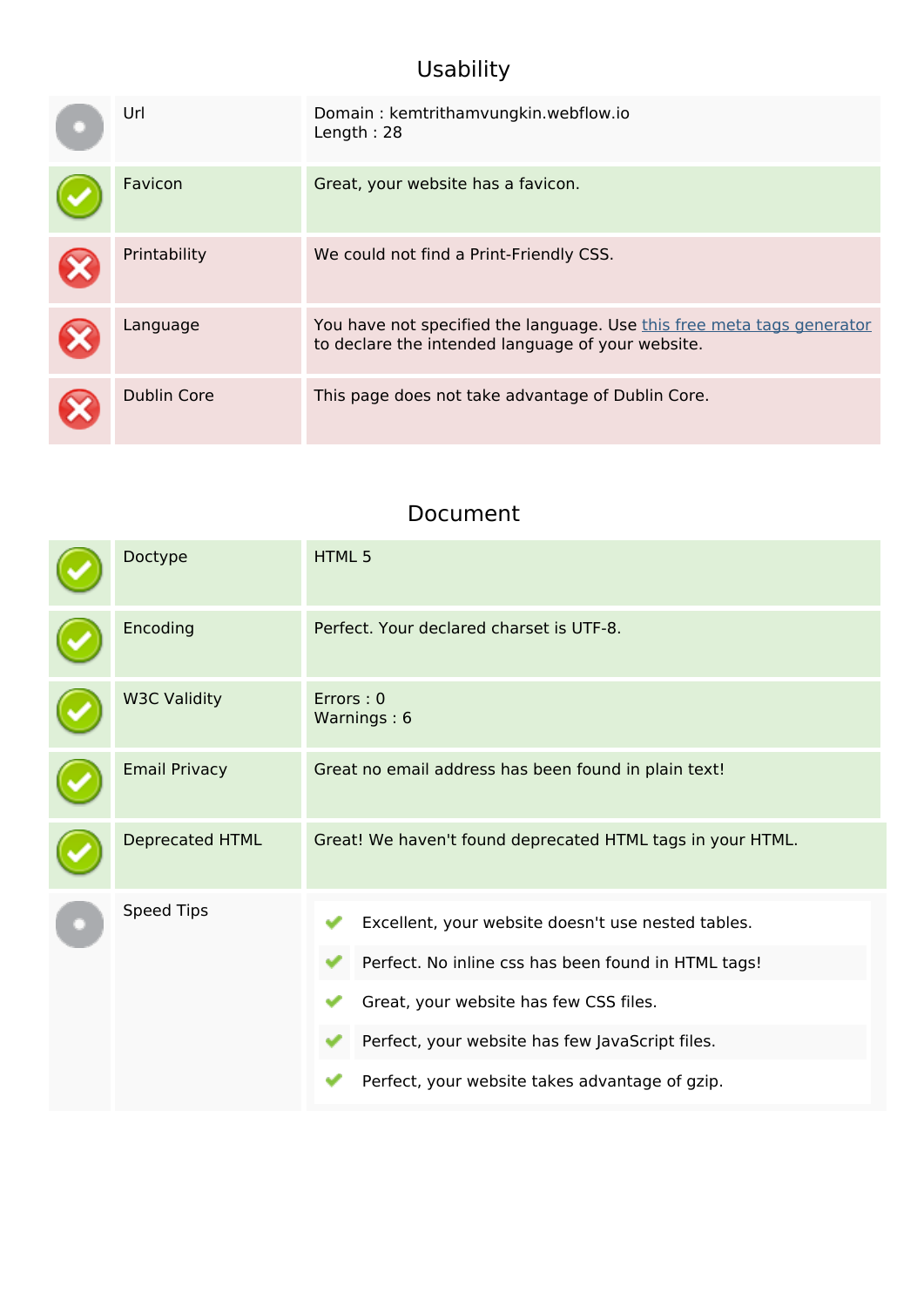## Usability

| | | |
|---|---|---|
| | Url | Domain : kemtrithamvungkin.webflow.io<br>Length : 28 |
| | Favicon | Great, your website has a favicon. |
| | Printability | We could not find a Print-Friendly CSS. |
| | Language | You have not specified the language. Use this free meta tags generator to declare the intended language of your website. |
| | Dublin Core | This page does not take advantage of Dublin Core. |

## Document

| | | |
|---|---|---|
| | Doctype | HTML 5 |
| | Encoding | Perfect. Your declared charset is UTF-8. |
| | W3C Validity | Errors : 0<br>Warnings : 6 |
| | Email Privacy | Great no email address has been found in plain text! |
| | Deprecated HTML | Great! We haven't found deprecated HTML tags in your HTML. |
| | Speed Tips | Excellent, your website doesn't use nested tables.<br>Perfect. No inline css has been found in HTML tags!<br>Great, your website has few CSS files.<br>Perfect, your website has few JavaScript files.<br>Perfect, your website takes advantage of gzip. |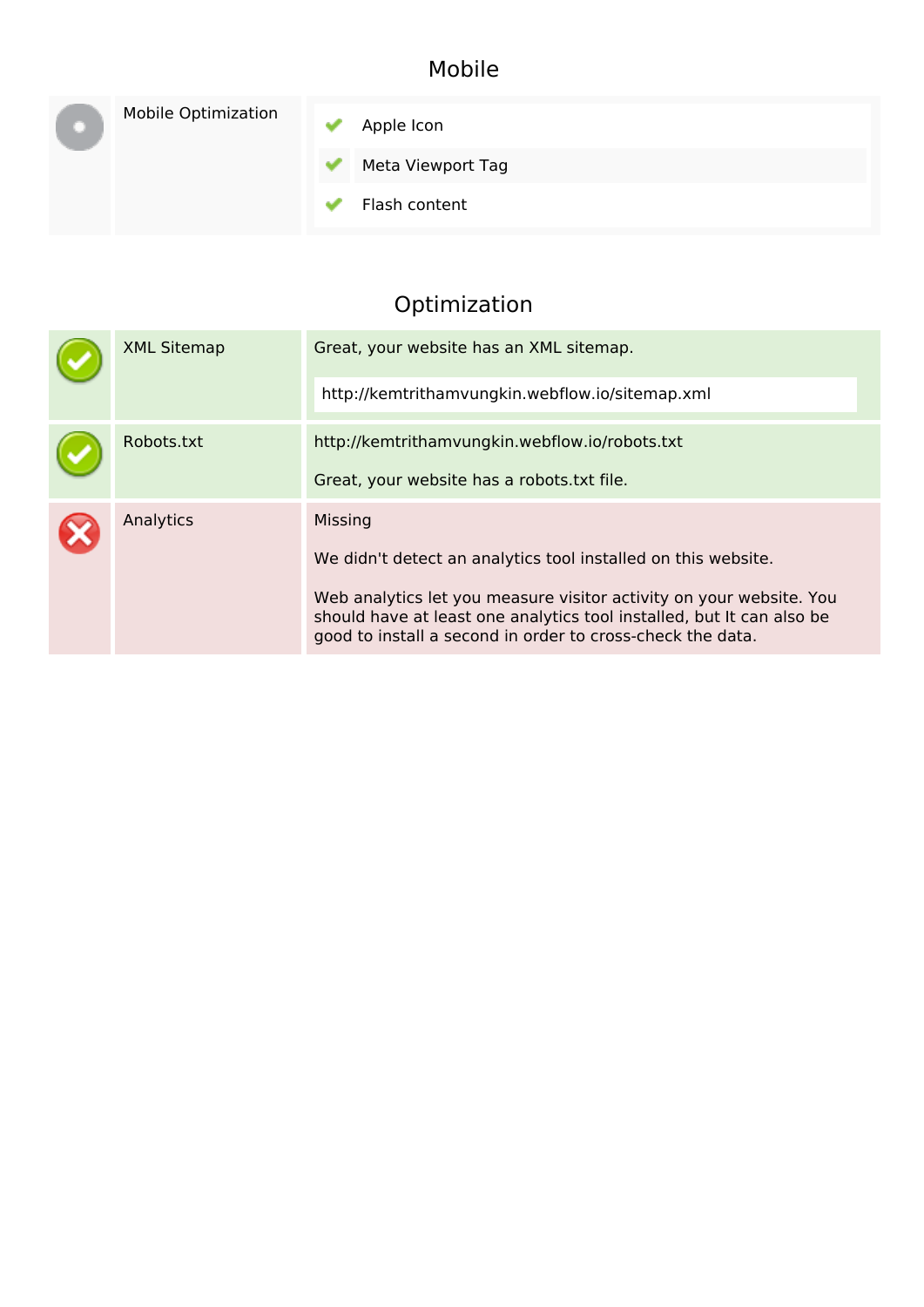## Mobile

| | | |
|---|---|---|
| | Mobile Optimization | Apple Icon<br>Meta Viewport Tag<br>Flash content |

## Optimization

| | | |
|---|---|---|
| | XML Sitemap | Great, your website has an XML sitemap.<br><br>http://kemtrithamvungkin.webflow.io/sitemap.xml |
| | Robots.txt | http://kemtrithamvungkin.webflow.io/robots.txt<br><br>Great, your website has a robots.txt file. |
| | Analytics | Missing<br><br>We didn't detect an analytics tool installed on this website.<br><br>Web analytics let you measure visitor activity on your website. You should have at least one analytics tool installed, but It can also be good to install a second in order to cross-check the data. |